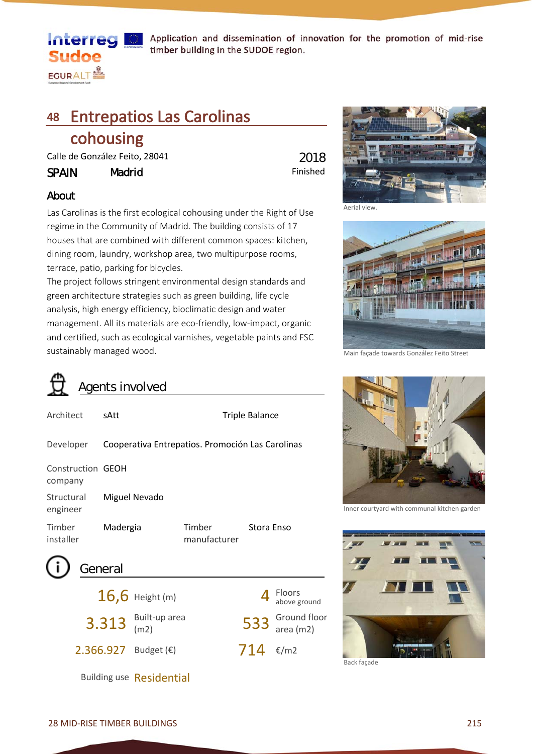Application and dissemination of innovation for the promotion of mid-rise timber building in the SUDOE region.

# 48 Entrepatios Las Carolinas cohousing

Calle de González Feito, 28041 — 2018

SPAIN — Madrid — Finished

## About

Las Carolinas is the first ecological cohousing under the Right of Use regime in the Community of Madrid. The building consists of 17 houses that are combined with different common spaces: kitchen, dining room, laundry, workshop area, two multipurpose rooms, terrace, patio, parking for bicycles.

The project follows stringent environmental design standards and green architecture strategies such as green building, life cycle analysis, high energy efficiency, bioclimatic design and water management. All its materials are eco-friendly, low-impact, organic and certified, such as ecological varnishes, vegetable paints and FSC sustainably managed wood.

Aerial view.

Main façade towards González Feito Street

Inner courtyard with communal kitchen garden

Back façade

## Agents involved

| | | | |
|---|---|---|---|
| Architect | sAtt | | Triple Balance |
| Developer | Cooperativa Entrepatios. Promoción Las Carolinas | | |
| Construction company | GEOH | | |
| Structural engineer | Miguel Nevado | | |
| Timber installer | Madergia | Timber manufacturer | Stora Enso |

## General

| | | | |
|---|---|---|---|
| 16,6 | Height (m) | 4 | Floors above ground |
| 3.313 | Built-up area (m2) | 533 | Ground floor area (m2) |
| 2.366.927 | Budget (€) | 714 | €/m2 |

Building use **Residential**

28 MID-RISE TIMBER BUILDINGS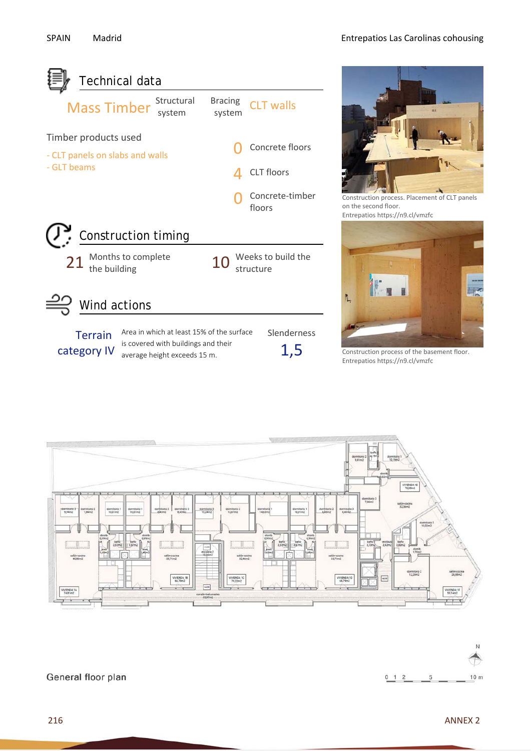## Technical data

**Mass Timber** Structural system

Bracing system **CLT walls**

Timber products used

- CLT panels on slabs and walls
- GLT beams

0 Concrete floors

4 CLT floors

0 Concrete-timber floors

## Construction timing

21 Months to complete the building

10 Weeks to build the structure

## Wind actions

Terrain category IV

Area in which at least 15% of the surface is covered with buildings and their average height exceeds 15 m.

Slenderness 1,5

Construction process. Placement of CLT panels on the second floor.
Entrepatios https://n9.cl/vmzfc

Construction process of the basement floor.
Entrepatios https://n9.cl/vmzfc

General floor plan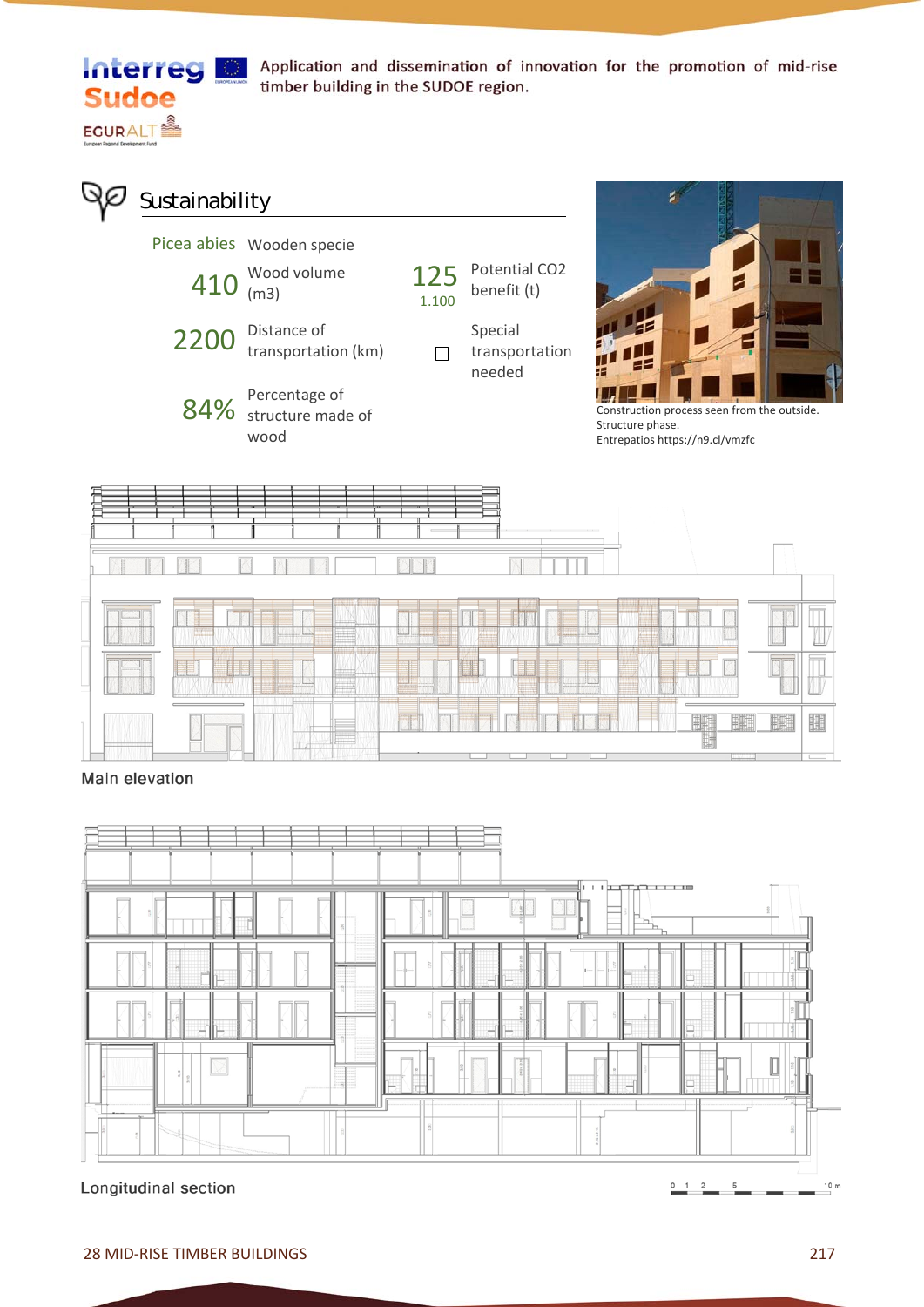Application and dissemination of innovation for the promotion of mid-rise timber building in the SUDOE region.

## Sustainability

| | |
|---|---|
| Picea abies | Wooden specie |
| 410 | Wood volume (m3) |
| 2200 | Distance of transportation (km) |
| 84% | Percentage of structure made of wood |
| 125 / 1.100 | Potential $CO_2$ benefit (t) |
| ☐ | Special transportation needed |

Construction process seen from the outside. Structure phase. Entrepatios https://n9.cl/vmzfc

Main elevation

Longitudinal section

28 MID-RISE TIMBER BUILDINGS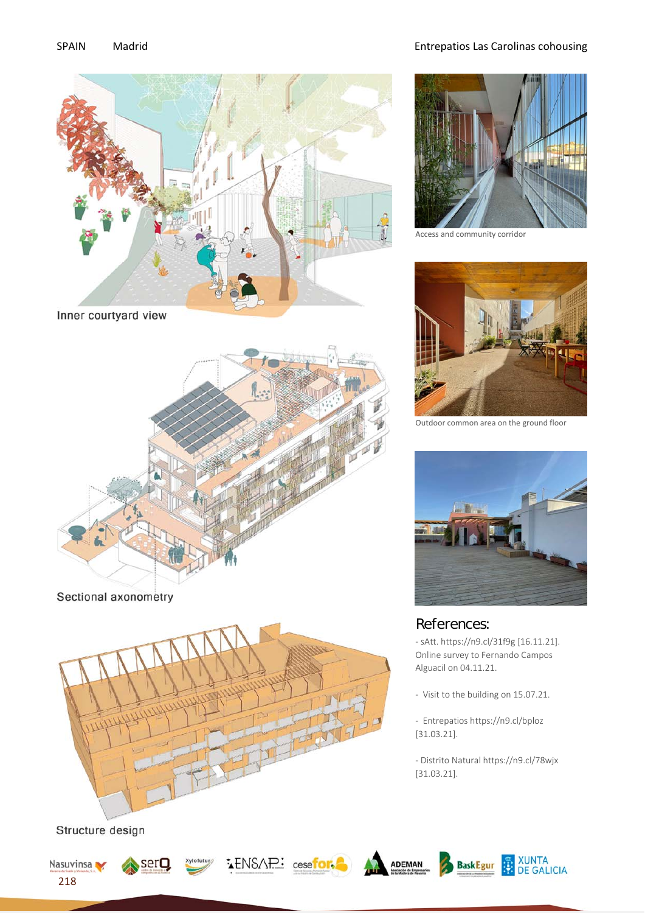Inner courtyard view

Sectional axonometry

Structure design

Access and community corridor

Outdoor common area on the ground floor

## References:

- sAtt. https://n9.cl/31f9g [16.11.21]. Online survey to Fernando Campos Alguacil on 04.11.21.

- Visit to the building on 15.07.21.

- Entrepatios https://n9.cl/bploz [31.03.21].

- Distrito Natural https://n9.cl/78wjx [31.03.21].